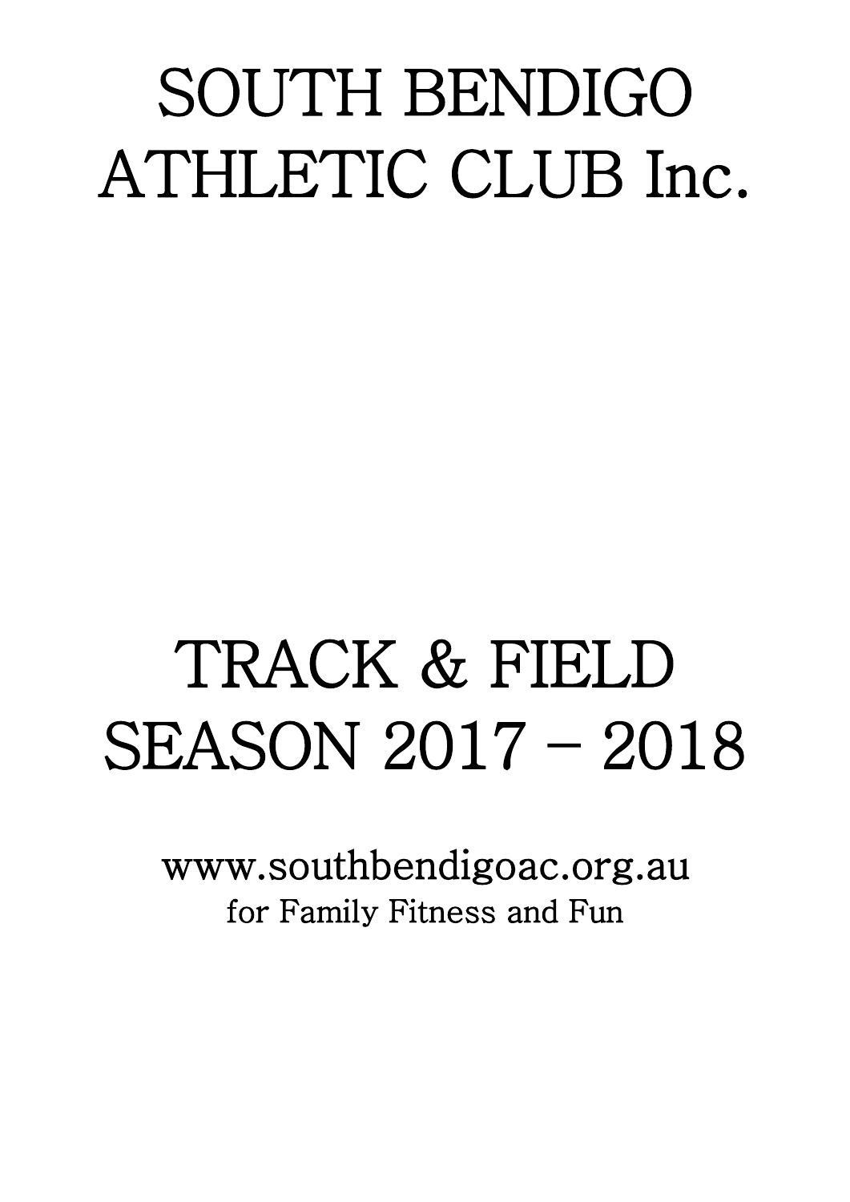# SOUTH BENDIGO ATHLETIC CLUB Inc.

# TRACK & FIELD SEASON 2017 – 2018

www.southbendigoac.org.au

for Family Fitness and Fun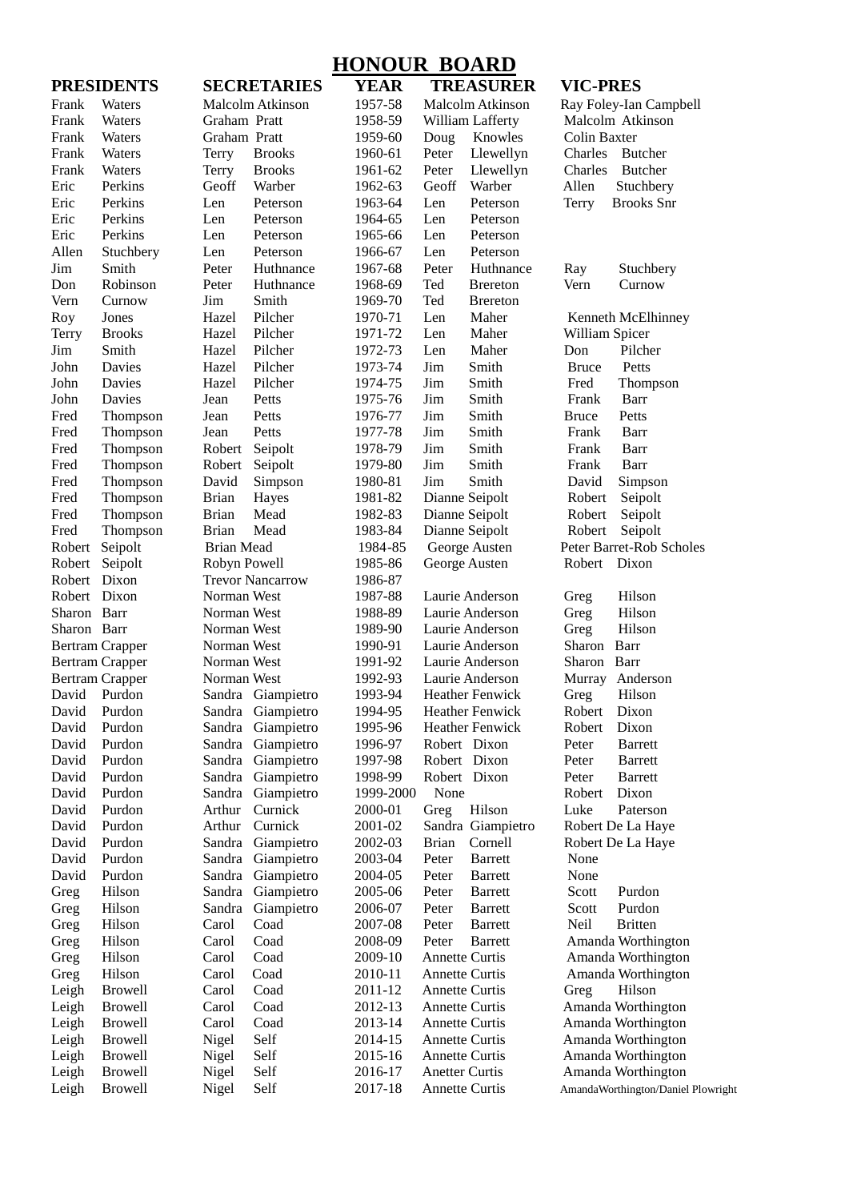# HONOUR BOARD

| PRESIDENTS | SECRETARIES | YEAR | TREASURER | VIC-PRES |
|---|---|---|---|---|
| Frank Waters | Malcolm Atkinson | 1957-58 | Malcolm Atkinson | Ray Foley-Ian Campbell |
| Frank Waters | Graham Pratt | 1958-59 | William Lafferty | Malcolm Atkinson |
| Frank Waters | Graham Pratt | 1959-60 | Doug Knowles | Colin Baxter |
| Frank Waters | Terry Brooks | 1960-61 | Peter Llewellyn | Charles Butcher |
| Frank Waters | Terry Brooks | 1961-62 | Peter Llewellyn | Charles Butcher |
| Eric Perkins | Geoff Warber | 1962-63 | Geoff Warber | Allen Stuchbery |
| Eric Perkins | Len Peterson | 1963-64 | Len Peterson | Terry Brooks Snr |
| Eric Perkins | Len Peterson | 1964-65 | Len Peterson | |
| Eric Perkins | Len Peterson | 1965-66 | Len Peterson | |
| Allen Stuchbery | Len Peterson | 1966-67 | Len Peterson | |
| Jim Smith | Peter Huthnance | 1967-68 | Peter Huthnance | Ray Stuchbery |
| Don Robinson | Peter Huthnance | 1968-69 | Ted Brereton | Vern Curnow |
| Vern Curnow | Jim Smith | 1969-70 | Ted Brereton | |
| Roy Jones | Hazel Pilcher | 1970-71 | Len Maher | Kenneth McElhinney |
| Terry Brooks | Hazel Pilcher | 1971-72 | Len Maher | William Spicer |
| Jim Smith | Hazel Pilcher | 1972-73 | Len Maher | Don Pilcher |
| John Davies | Hazel Pilcher | 1973-74 | Jim Smith | Bruce Petts |
| John Davies | Hazel Pilcher | 1974-75 | Jim Smith | Fred Thompson |
| John Davies | Jean Petts | 1975-76 | Jim Smith | Frank Barr |
| Fred Thompson | Jean Petts | 1976-77 | Jim Smith | Bruce Petts |
| Fred Thompson | Jean Petts | 1977-78 | Jim Smith | Frank Barr |
| Fred Thompson | Robert Seipolt | 1978-79 | Jim Smith | Frank Barr |
| Fred Thompson | Robert Seipolt | 1979-80 | Jim Smith | Frank Barr |
| Fred Thompson | David Simpson | 1980-81 | Jim Smith | David Simpson |
| Fred Thompson | Brian Hayes | 1981-82 | Dianne Seipolt | Robert Seipolt |
| Fred Thompson | Brian Mead | 1982-83 | Dianne Seipolt | Robert Seipolt |
| Fred Thompson | Brian Mead | 1983-84 | Dianne Seipolt | Robert Seipolt |
| Robert Seipolt | Brian Mead | 1984-85 | George Austen | Peter Barret-Rob Scholes |
| Robert Seipolt | Robyn Powell | 1985-86 | George Austen | Robert Dixon |
| Robert Dixon | Trevor Nancarrow | 1986-87 | | |
| Robert Dixon | Norman West | 1987-88 | Laurie Anderson | Greg Hilson |
| Sharon Barr | Norman West | 1988-89 | Laurie Anderson | Greg Hilson |
| Sharon Barr | Norman West | 1989-90 | Laurie Anderson | Greg Hilson |
| Bertram Crapper | Norman West | 1990-91 | Laurie Anderson | Sharon Barr |
| Bertram Crapper | Norman West | 1991-92 | Laurie Anderson | Sharon Barr |
| Bertram Crapper | Norman West | 1992-93 | Laurie Anderson | Murray Anderson |
| David Purdon | Sandra Giampietro | 1993-94 | Heather Fenwick | Greg Hilson |
| David Purdon | Sandra Giampietro | 1994-95 | Heather Fenwick | Robert Dixon |
| David Purdon | Sandra Giampietro | 1995-96 | Heather Fenwick | Robert Dixon |
| David Purdon | Sandra Giampietro | 1996-97 | Robert Dixon | Peter Barrett |
| David Purdon | Sandra Giampietro | 1997-98 | Robert Dixon | Peter Barrett |
| David Purdon | Sandra Giampietro | 1998-99 | Robert Dixon | Peter Barrett |
| David Purdon | Sandra Giampietro | 1999-2000 | None | Robert Dixon |
| David Purdon | Arthur Curnick | 2000-01 | Greg Hilson | Luke Paterson |
| David Purdon | Arthur Curnick | 2001-02 | Sandra Giampietro | Robert De La Haye |
| David Purdon | Sandra Giampietro | 2002-03 | Brian Cornell | Robert De La Haye |
| David Purdon | Sandra Giampietro | 2003-04 | Peter Barrett | None |
| David Purdon | Sandra Giampietro | 2004-05 | Peter Barrett | None |
| Greg Hilson | Sandra Giampietro | 2005-06 | Peter Barrett | Scott Purdon |
| Greg Hilson | Sandra Giampietro | 2006-07 | Peter Barrett | Scott Purdon |
| Greg Hilson | Carol Coad | 2007-08 | Peter Barrett | Neil Britten |
| Greg Hilson | Carol Coad | 2008-09 | Peter Barrett | Amanda Worthington |
| Greg Hilson | Carol Coad | 2009-10 | Annette Curtis | Amanda Worthington |
| Greg Hilson | Carol Coad | 2010-11 | Annette Curtis | Amanda Worthington |
| Leigh Browell | Carol Coad | 2011-12 | Annette Curtis | Greg Hilson |
| Leigh Browell | Carol Coad | 2012-13 | Annette Curtis | Amanda Worthington |
| Leigh Browell | Carol Coad | 2013-14 | Annette Curtis | Amanda Worthington |
| Leigh Browell | Nigel Self | 2014-15 | Annette Curtis | Amanda Worthington |
| Leigh Browell | Nigel Self | 2015-16 | Annette Curtis | Amanda Worthington |
| Leigh Browell | Nigel Self | 2016-17 | Anetter Curtis | Amanda Worthington |
| Leigh Browell | Nigel Self | 2017-18 | Annette Curtis | AmandaWorthington/Daniel Plowright |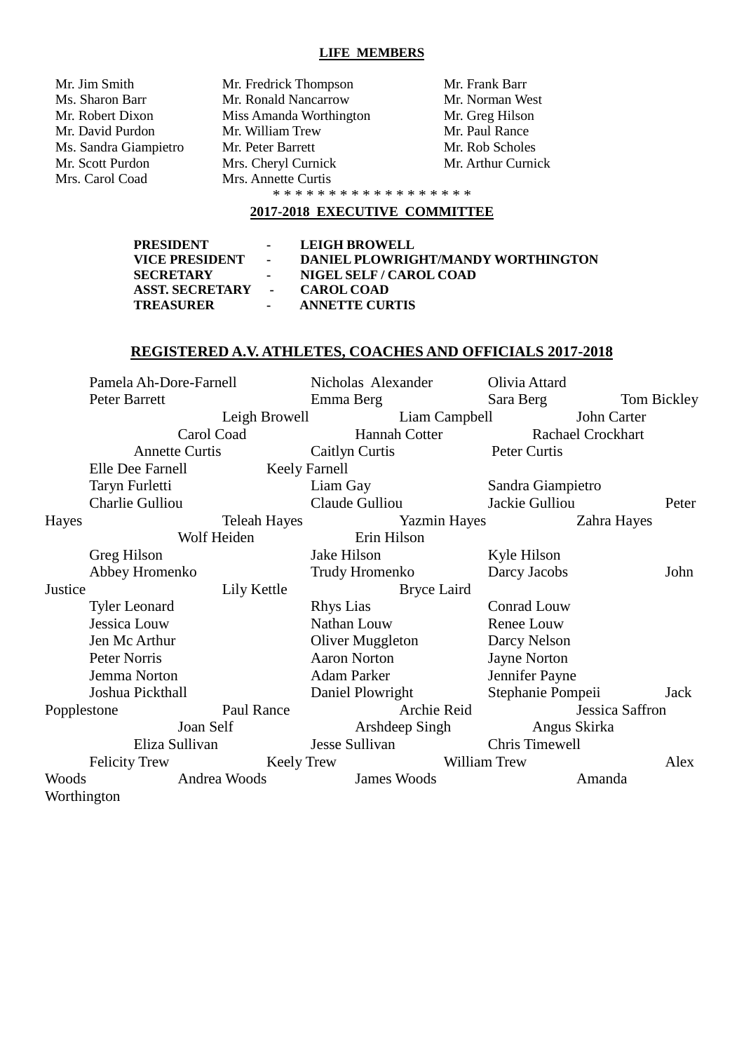## LIFE MEMBERS

| | | |
|---|---|---|
| Mr. Jim Smith | Mr. Fredrick Thompson | Mr. Frank Barr |
| Ms. Sharon Barr | Mr. Ronald Nancarrow | Mr. Norman West |
| Mr. Robert Dixon | Miss Amanda Worthington | Mr. Greg Hilson |
| Mr. David Purdon | Mr. William Trew | Mr. Paul Rance |
| Ms. Sandra Giampietro | Mr. Peter Barrett | Mr. Rob Scholes |
| Mr. Scott Purdon | Mrs. Cheryl Curnick | Mr. Arthur Curnick |
| Mrs. Carol Coad | Mrs. Annette Curtis | |

\* \* \* \* \* \* \* \* \* \* \* \* \* \* \* \* \* \*

## 2017-2018 EXECUTIVE COMMITTEE

**PRESIDENT - LEIGH BROWELL**
**VICE PRESIDENT - DANIEL PLOWRIGHT/MANDY WORTHINGTON**
**SECRETARY - NIGEL SELF / CAROL COAD**
**ASST. SECRETARY - CAROL COAD**
**TREASURER - ANNETTE CURTIS**

## REGISTERED A.V. ATHLETES, COACHES AND OFFICIALS 2017-2018

Pamela Ah-Dore-Farnell, Nicholas Alexander, Olivia Attard, Peter Barrett, Emma Berg, Sara Berg, Tom Bickley, Leigh Browell, Liam Campbell, John Carter, Carol Coad, Hannah Cotter, Rachael Crockhart, Annette Curtis, Caitlyn Curtis, Peter Curtis, Elle Dee Farnell, Keely Farnell, Taryn Furletti, Liam Gay, Sandra Giampietro, Charlie Gulliou, Claude Gulliou, Jackie Gulliou, Peter Hayes, Teleah Hayes, Yazmin Hayes, Zahra Hayes, Wolf Heiden, Erin Hilson, Greg Hilson, Jake Hilson, Kyle Hilson, Abbey Hromenko, Trudy Hromenko, Darcy Jacobs, John Justice, Lily Kettle, Bryce Laird, Tyler Leonard, Rhys Lias, Conrad Louw, Jessica Louw, Nathan Louw, Renee Louw, Jen Mc Arthur, Oliver Muggleton, Darcy Nelson, Peter Norris, Aaron Norton, Jayne Norton, Jemma Norton, Adam Parker, Jennifer Payne, Joshua Pickthall, Daniel Plowright, Stephanie Pompeii, Jack Popplestone, Paul Rance, Archie Reid, Jessica Saffron, Joan Self, Arshdeep Singh, Angus Skirka, Eliza Sullivan, Jesse Sullivan, Chris Timewell, Felicity Trew, Keely Trew, William Trew, Alex Woods, Andrea Woods, James Woods, Amanda Worthington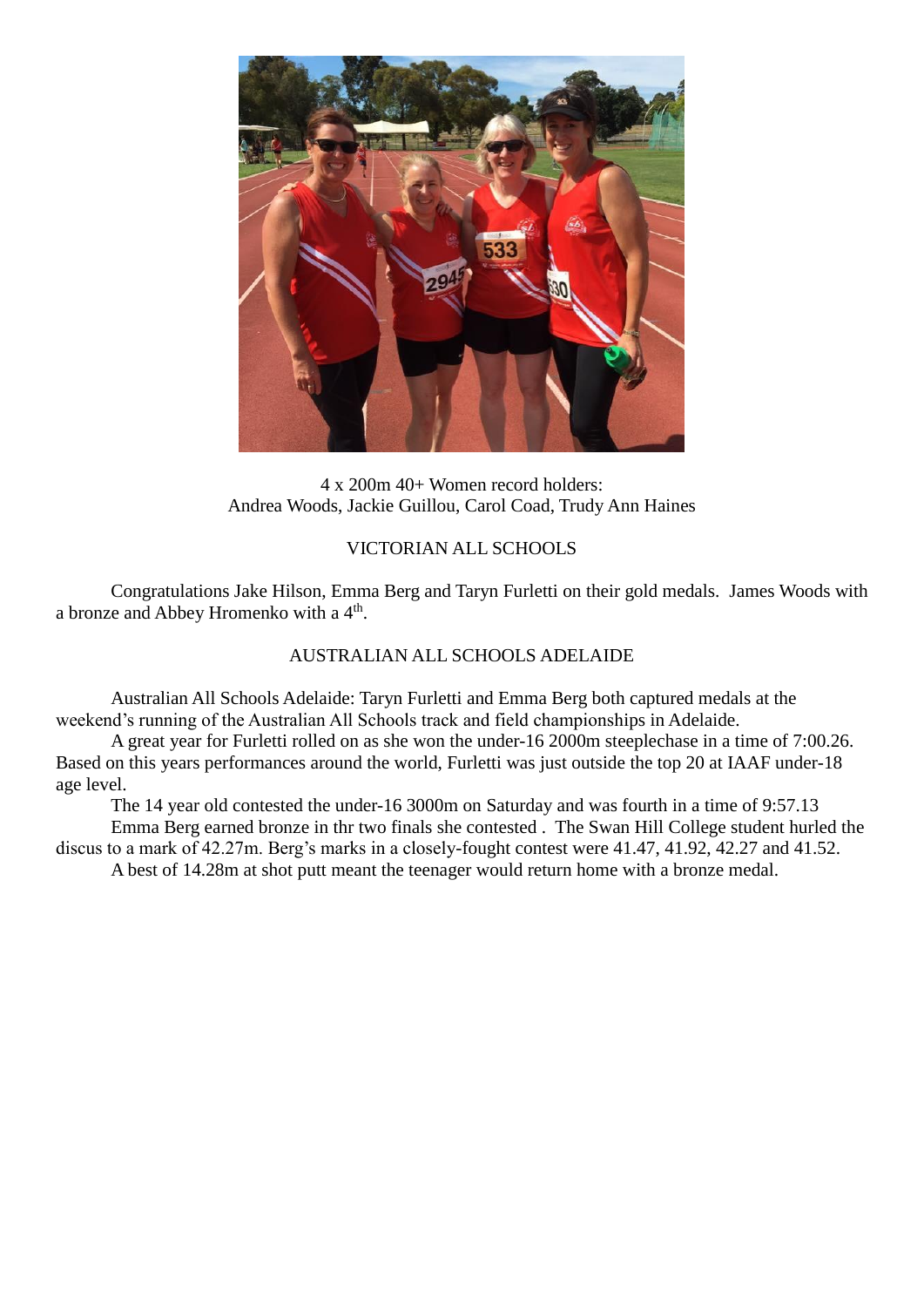4 x 200m 40+ Women record holders:
Andrea Woods, Jackie Guillou, Carol Coad, Trudy Ann Haines

## VICTORIAN ALL SCHOOLS

Congratulations Jake Hilson, Emma Berg and Taryn Furletti on their gold medals. James Woods with a bronze and Abbey Hromenko with a 4th.

## AUSTRALIAN ALL SCHOOLS ADELAIDE

Australian All Schools Adelaide: Taryn Furletti and Emma Berg both captured medals at the weekend's running of the Australian All Schools track and field championships in Adelaide.

A great year for Furletti rolled on as she won the under-16 2000m steeplechase in a time of 7:00.26. Based on this years performances around the world, Furletti was just outside the top 20 at IAAF under-18 age level.

The 14 year old contested the under-16 3000m on Saturday and was fourth in a time of 9:57.13

Emma Berg earned bronze in thr two finals she contested . The Swan Hill College student hurled the discus to a mark of 42.27m. Berg's marks in a closely-fought contest were 41.47, 41.92, 42.27 and 41.52.

A best of 14.28m at shot putt meant the teenager would return home with a bronze medal.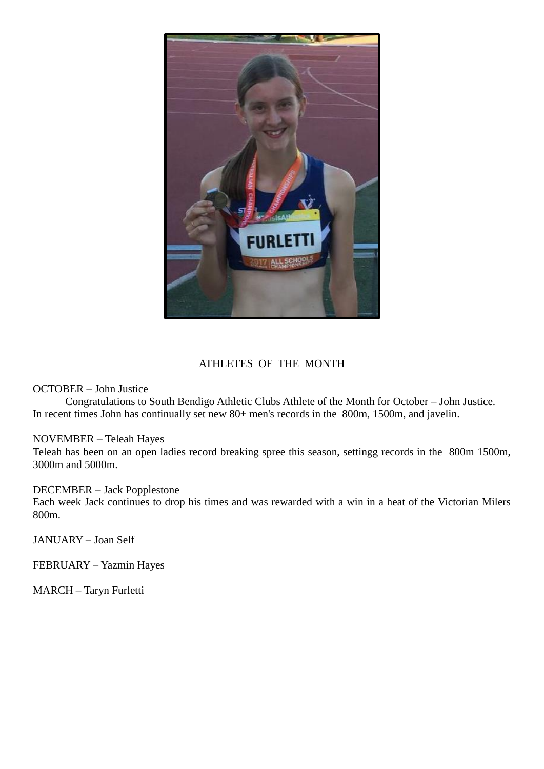## ATHLETES OF THE MONTH

OCTOBER – John Justice

Congratulations to South Bendigo Athletic Clubs Athlete of the Month for October – John Justice. In recent times John has continually set new 80+ men's records in the 800m, 1500m, and javelin.

NOVEMBER – Teleah Hayes

Teleah has been on an open ladies record breaking spree this season, settingg records in the 800m 1500m, 3000m and 5000m.

DECEMBER – Jack Popplestone

Each week Jack continues to drop his times and was rewarded with a win in a heat of the Victorian Milers 800m.

JANUARY – Joan Self

FEBRUARY – Yazmin Hayes

MARCH – Taryn Furletti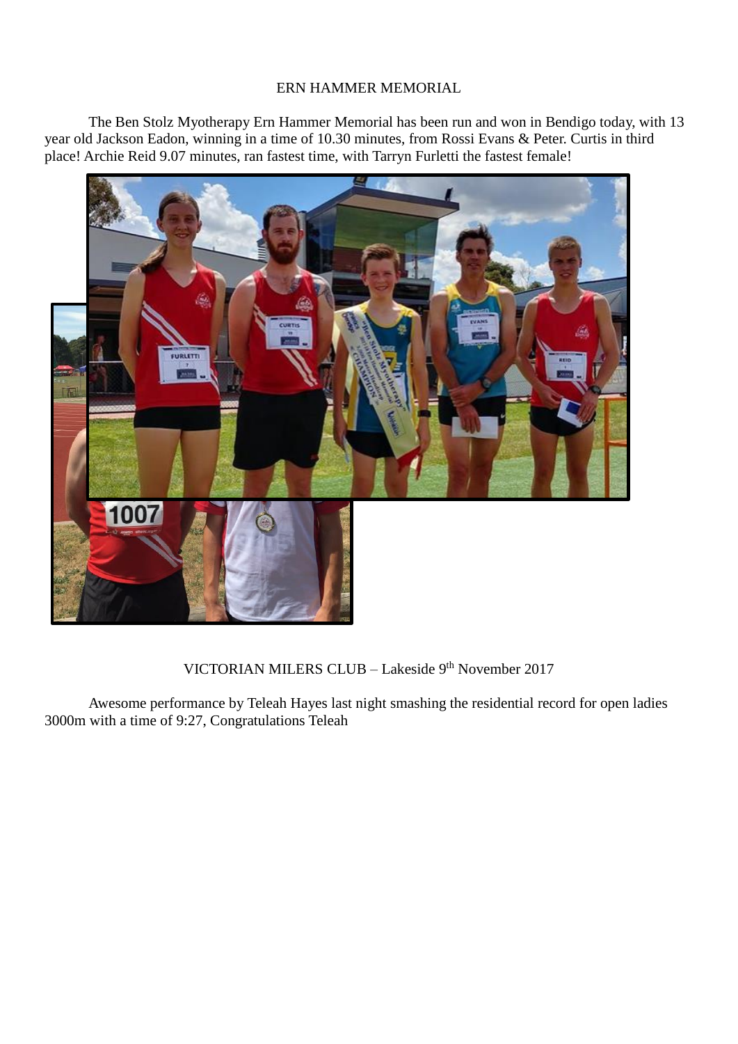# ERN HAMMER MEMORIAL

The Ben Stolz Myotherapy Ern Hammer Memorial has been run and won in Bendigo today, with 13 year old Jackson Eadon, winning in a time of 10.30 minutes, from Rossi Evans & Peter. Curtis in third place! Archie Reid 9.07 minutes, ran fastest time, with Tarryn Furletti the fastest female!

# VICTORIAN MILERS CLUB – Lakeside 9th November 2017

Awesome performance by Teleah Hayes last night smashing the residential record for open ladies 3000m with a time of 9:27, Congratulations Teleah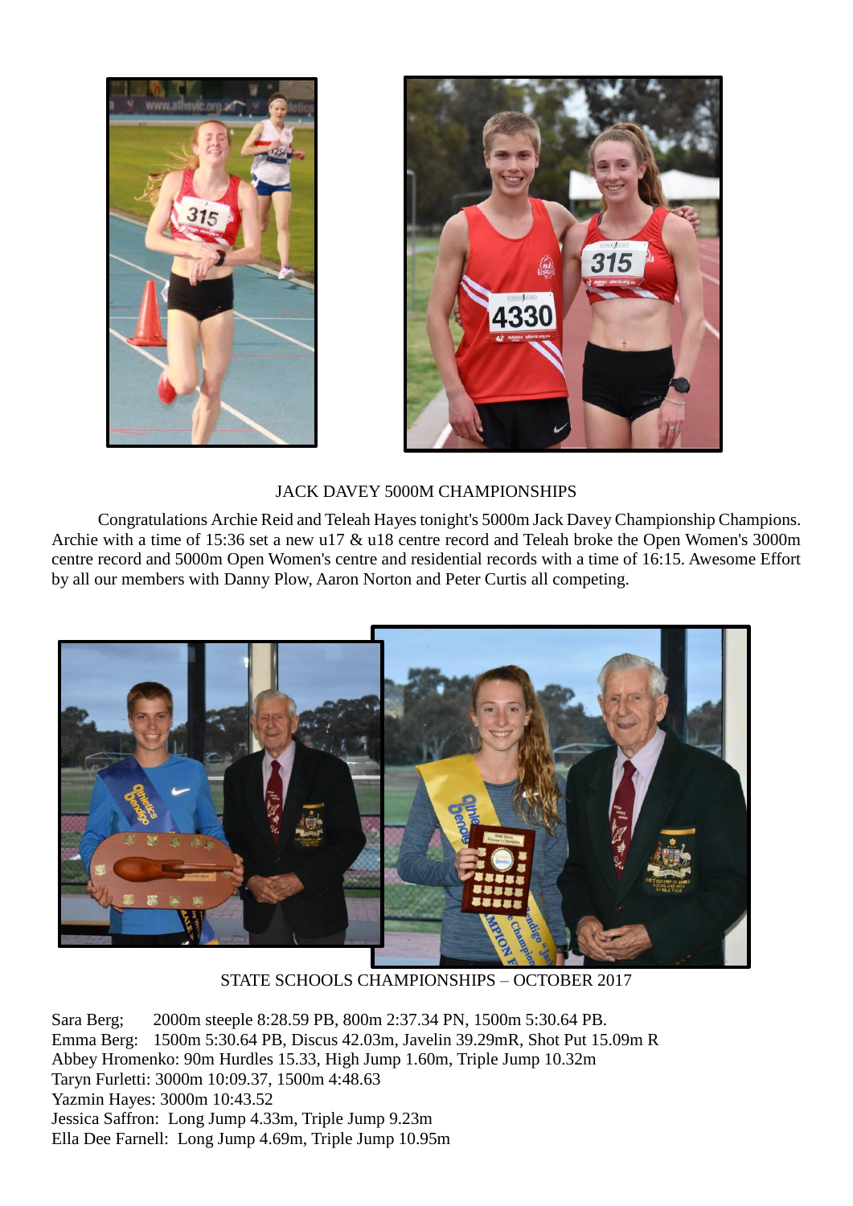JACK DAVEY 5000M CHAMPIONSHIPS

Congratulations Archie Reid and Teleah Hayes tonight's 5000m Jack Davey Championship Champions. Archie with a time of 15:36 set a new u17 & u18 centre record and Teleah broke the Open Women's 3000m centre record and 5000m Open Women's centre and residential records with a time of 16:15. Awesome Effort by all our members with Danny Plow, Aaron Norton and Peter Curtis all competing.

STATE SCHOOLS CHAMPIONSHIPS – OCTOBER 2017

Sara Berg; 2000m steeple 8:28.59 PB, 800m 2:37.34 PN, 1500m 5:30.64 PB.
Emma Berg: 1500m 5:30.64 PB, Discus 42.03m, Javelin 39.29mR, Shot Put 15.09m R
Abbey Hromenko: 90m Hurdles 15.33, High Jump 1.60m, Triple Jump 10.32m
Taryn Furletti: 3000m 10:09.37, 1500m 4:48.63
Yazmin Hayes: 3000m 10:43.52
Jessica Saffron: Long Jump 4.33m, Triple Jump 9.23m
Ella Dee Farnell: Long Jump 4.69m, Triple Jump 10.95m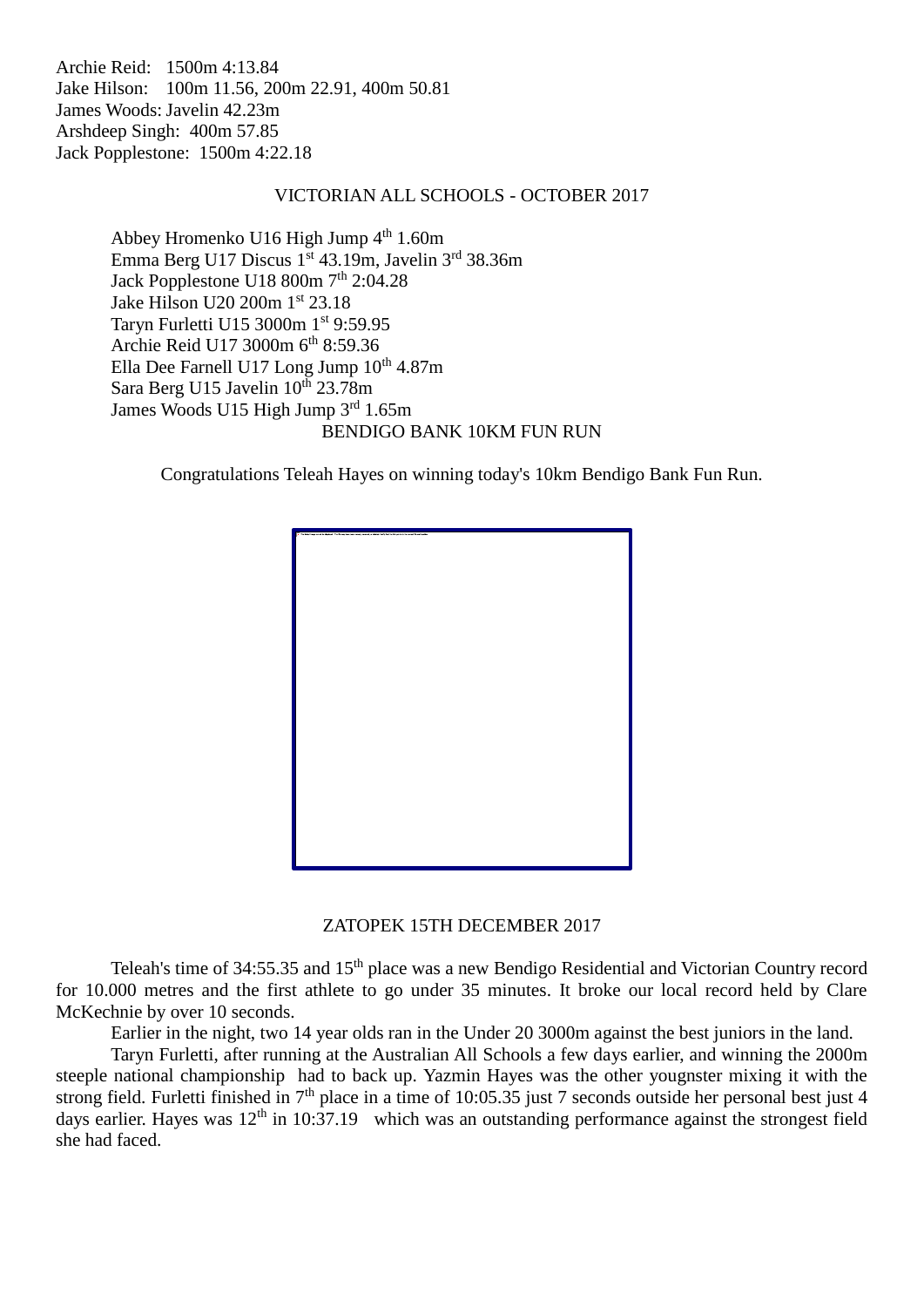Archie Reid: 1500m 4:13.84
Jake Hilson: 100m 11.56, 200m 22.91, 400m 50.81
James Woods: Javelin 42.23m
Arshdeep Singh: 400m 57.85
Jack Popplestone: 1500m 4:22.18

## VICTORIAN ALL SCHOOLS - OCTOBER 2017

Abbey Hromenko U16 High Jump 4th 1.60m
Emma Berg U17 Discus 1st 43.19m, Javelin 3rd 38.36m
Jack Popplestone U18 800m 7th 2:04.28
Jake Hilson U20 200m 1st 23.18
Taryn Furletti U15 3000m 1st 9:59.95
Archie Reid U17 3000m 6th 8:59.36
Ella Dee Farnell U17 Long Jump 10th 4.87m
Sara Berg U15 Javelin 10th 23.78m
James Woods U15 High Jump 3rd 1.65m

## BENDIGO BANK 10KM FUN RUN

Congratulations Teleah Hayes on winning today's 10km Bendigo Bank Fun Run.

## ZATOPEK 15TH DECEMBER 2017

Teleah's time of 34:55.35 and 15th place was a new Bendigo Residential and Victorian Country record for 10.000 metres and the first athlete to go under 35 minutes. It broke our local record held by Clare McKechnie by over 10 seconds.

Earlier in the night, two 14 year olds ran in the Under 20 3000m against the best juniors in the land.

Taryn Furletti, after running at the Australian All Schools a few days earlier, and winning the 2000m steeple national championship had to back up. Yazmin Hayes was the other yougnster mixing it with the strong field. Furletti finished in 7th place in a time of 10:05.35 just 7 seconds outside her personal best just 4 days earlier. Hayes was 12th in 10:37.19 which was an outstanding performance against the strongest field she had faced.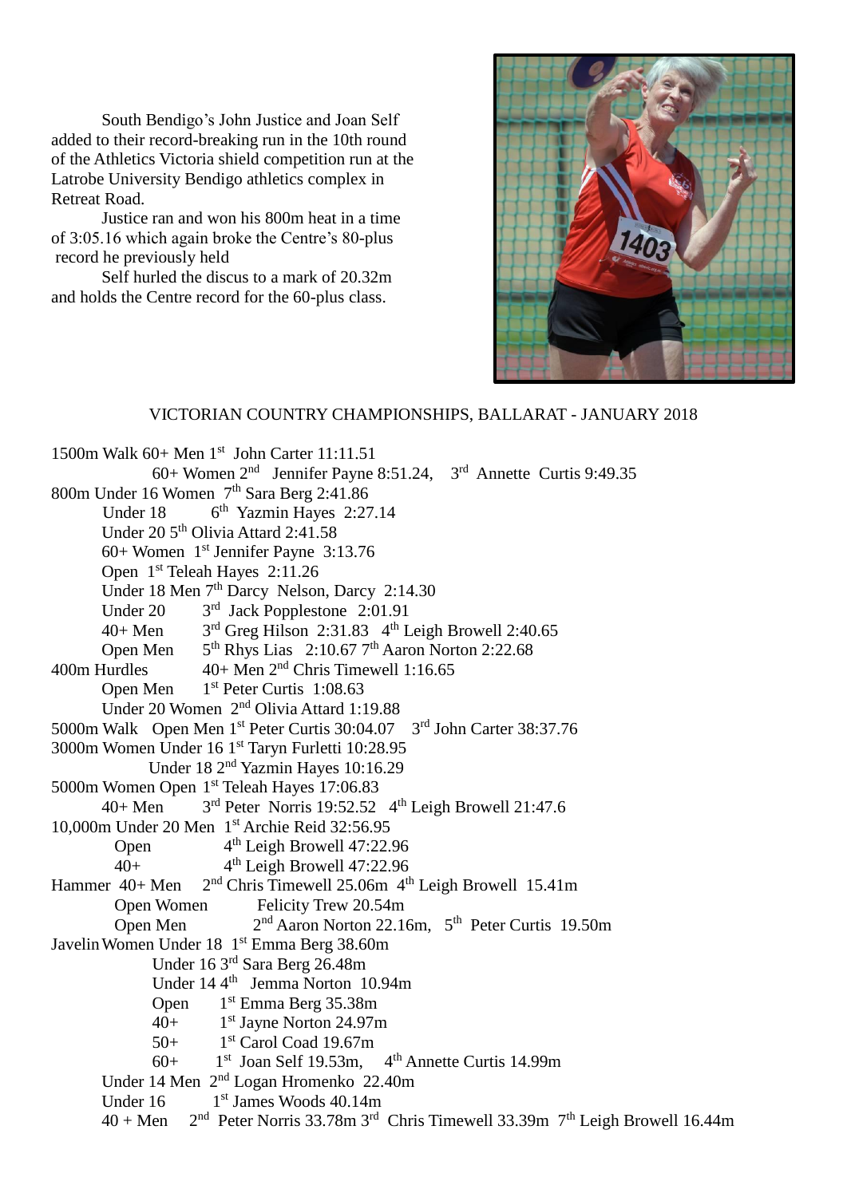South Bendigo's John Justice and Joan Self added to their record-breaking run in the 10th round of the Athletics Victoria shield competition run at the Latrobe University Bendigo athletics complex in Retreat Road.

Justice ran and won his 800m heat in a time of 3:05.16 which again broke the Centre's 80-plus record he previously held

Self hurled the discus to a mark of 20.32m and holds the Centre record for the 60-plus class.

## VICTORIAN COUNTRY CHAMPIONSHIPS, BALLARAT - JANUARY 2018

1500m Walk 60+ Men 1st John Carter 11:11.51
60+ Women 2nd Jennifer Payne 8:51.24, 3rd Annette Curtis 9:49.35

800m Under 16 Women 7th Sara Berg 2:41.86
Under 18 6th Yazmin Hayes 2:27.14
Under 20 5th Olivia Attard 2:41.58
60+ Women 1st Jennifer Payne 3:13.76
Open 1st Teleah Hayes 2:11.26
Under 18 Men 7th Darcy Nelson, Darcy 2:14.30
Under 20 3rd Jack Popplestone 2:01.91
40+ Men 3rd Greg Hilson 2:31.83 4th Leigh Browell 2:40.65
Open Men 5th Rhys Lias 2:10.67 7th Aaron Norton 2:22.68

400m Hurdles 40+ Men 2nd Chris Timewell 1:16.65
Open Men 1st Peter Curtis 1:08.63
Under 20 Women 2nd Olivia Attard 1:19.88

5000m Walk Open Men 1st Peter Curtis 30:04.07 3rd John Carter 38:37.76

3000m Women Under 16 1st Taryn Furletti 10:28.95
Under 18 2nd Yazmin Hayes 10:16.29

5000m Women Open 1st Teleah Hayes 17:06.83
40+ Men 3rd Peter Norris 19:52.52 4th Leigh Browell 21:47.6

10,000m Under 20 Men 1st Archie Reid 32:56.95
Open 4th Leigh Browell 47:22.96
40+ 4th Leigh Browell 47:22.96

Hammer 40+ Men 2nd Chris Timewell 25.06m 4th Leigh Browell 15.41m
Open Women Felicity Trew 20.54m
Open Men 2nd Aaron Norton 22.16m, 5th Peter Curtis 19.50m

Javelin Women Under 18 1st Emma Berg 38.60m
Under 16 3rd Sara Berg 26.48m
Under 14 4th Jemma Norton 10.94m
Open 1st Emma Berg 35.38m
40+ 1st Jayne Norton 24.97m
50+ 1st Carol Coad 19.67m
60+ 1st Joan Self 19.53m, 4th Annette Curtis 14.99m
Under 14 Men 2nd Logan Hromenko 22.40m
Under 16 1st James Woods 40.14m
40 + Men 2nd Peter Norris 33.78m 3rd Chris Timewell 33.39m 7th Leigh Browell 16.44m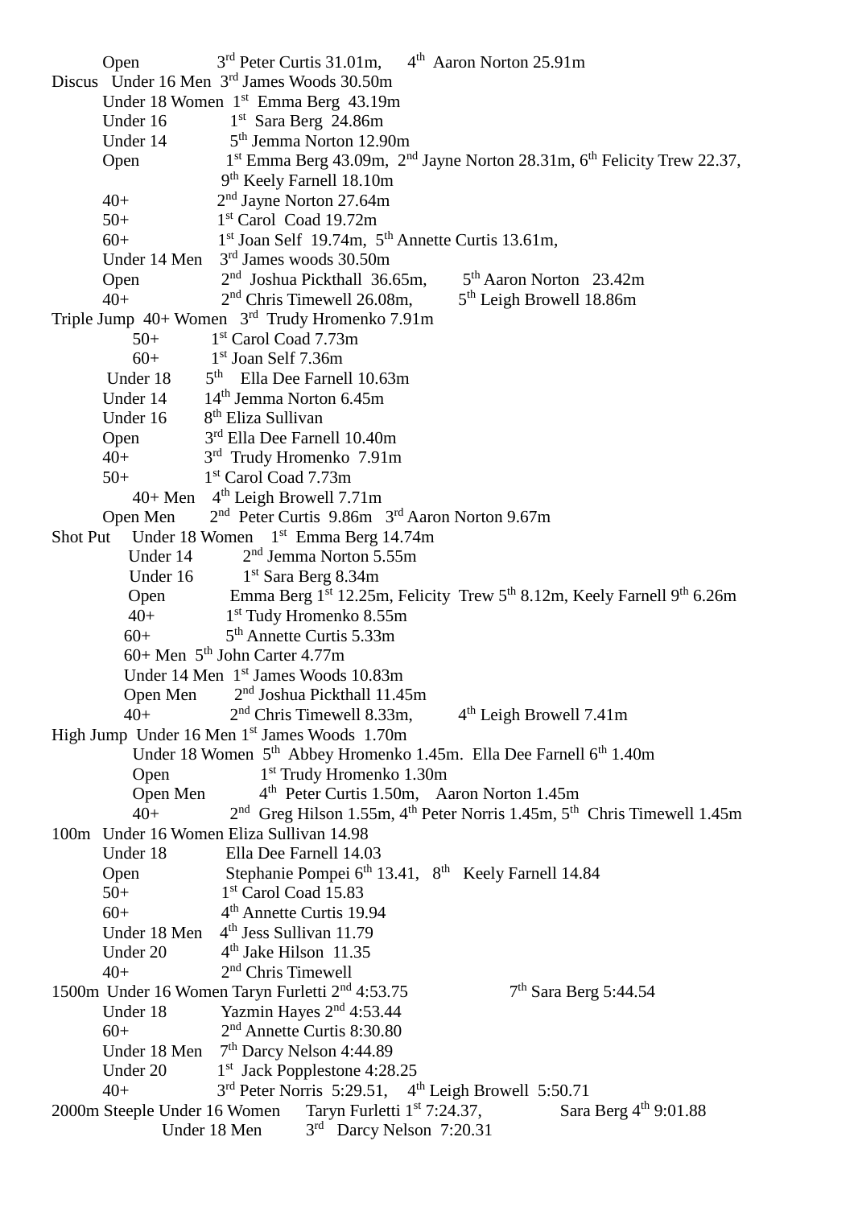Open 3rd Peter Curtis 31.01m, 4th Aaron Norton 25.91m

Discus Under 16 Men 3rd James Woods 30.50m

Under 18 Women 1st Emma Berg 43.19m

Under 16 1st Sara Berg 24.86m

Under 14 5th Jemma Norton 12.90m

Open 1st Emma Berg 43.09m, 2nd Jayne Norton 28.31m, 6th Felicity Trew 22.37, 9th Keely Farnell 18.10m

40+ 2nd Jayne Norton 27.64m

50+ 1st Carol Coad 19.72m

60+ 1st Joan Self 19.74m, 5th Annette Curtis 13.61m,

Under 14 Men 3rd James woods 30.50m

Open 2nd Joshua Pickthall 36.65m, 5th Aaron Norton 23.42m

40+ 2nd Chris Timewell 26.08m, 5th Leigh Browell 18.86m

Triple Jump 40+ Women 3rd Trudy Hromenko 7.91m

50+ 1st Carol Coad 7.73m

60+ 1st Joan Self 7.36m

Under 18 5th Ella Dee Farnell 10.63m

Under 14 14th Jemma Norton 6.45m

Under 16 8th Eliza Sullivan

Open 3rd Ella Dee Farnell 10.40m

40+ 3rd Trudy Hromenko 7.91m

50+ 1st Carol Coad 7.73m

40+ Men 4th Leigh Browell 7.71m

Open Men 2nd Peter Curtis 9.86m 3rd Aaron Norton 9.67m

Shot Put Under 18 Women 1st Emma Berg 14.74m

Under 14 2nd Jemma Norton 5.55m

Under 16 1st Sara Berg 8.34m

Open Emma Berg 1st 12.25m, Felicity Trew 5th 8.12m, Keely Farnell 9th 6.26m

40+ 1st Tudy Hromenko 8.55m

60+ 5th Annette Curtis 5.33m

60+ Men 5th John Carter 4.77m

Under 14 Men 1st James Woods 10.83m

Open Men 2nd Joshua Pickthall 11.45m

40+ 2nd Chris Timewell 8.33m, 4th Leigh Browell 7.41m

High Jump Under 16 Men 1st James Woods 1.70m

Under 18 Women 5th Abbey Hromenko 1.45m. Ella Dee Farnell 6th 1.40m

Open 1st Trudy Hromenko 1.30m

Open Men 4th Peter Curtis 1.50m, Aaron Norton 1.45m

40+ 2nd Greg Hilson 1.55m, 4th Peter Norris 1.45m, 5th Chris Timewell 1.45m

100m Under 16 Women Eliza Sullivan 14.98

Under 18 Ella Dee Farnell 14.03

Open Stephanie Pompei 6th 13.41, 8th Keely Farnell 14.84

50+ 1st Carol Coad 15.83

60+ 4th Annette Curtis 19.94

Under 18 Men 4th Jess Sullivan 11.79

Under 20 4th Jake Hilson 11.35

40+ 2nd Chris Timewell

1500m Under 16 Women Taryn Furletti 2nd 4:53.75 7th Sara Berg 5:44.54

Under 18 Yazmin Hayes 2nd 4:53.44

60+ 2nd Annette Curtis 8:30.80

Under 18 Men 7th Darcy Nelson 4:44.89

Under 20 1st Jack Popplestone 4:28.25

40+ 3rd Peter Norris 5:29.51, 4th Leigh Browell 5:50.71

2000m Steeple Under 16 Women Taryn Furletti 1st 7:24.37, Sara Berg 4th 9:01.88

Under 18 Men 3rd Darcy Nelson 7:20.31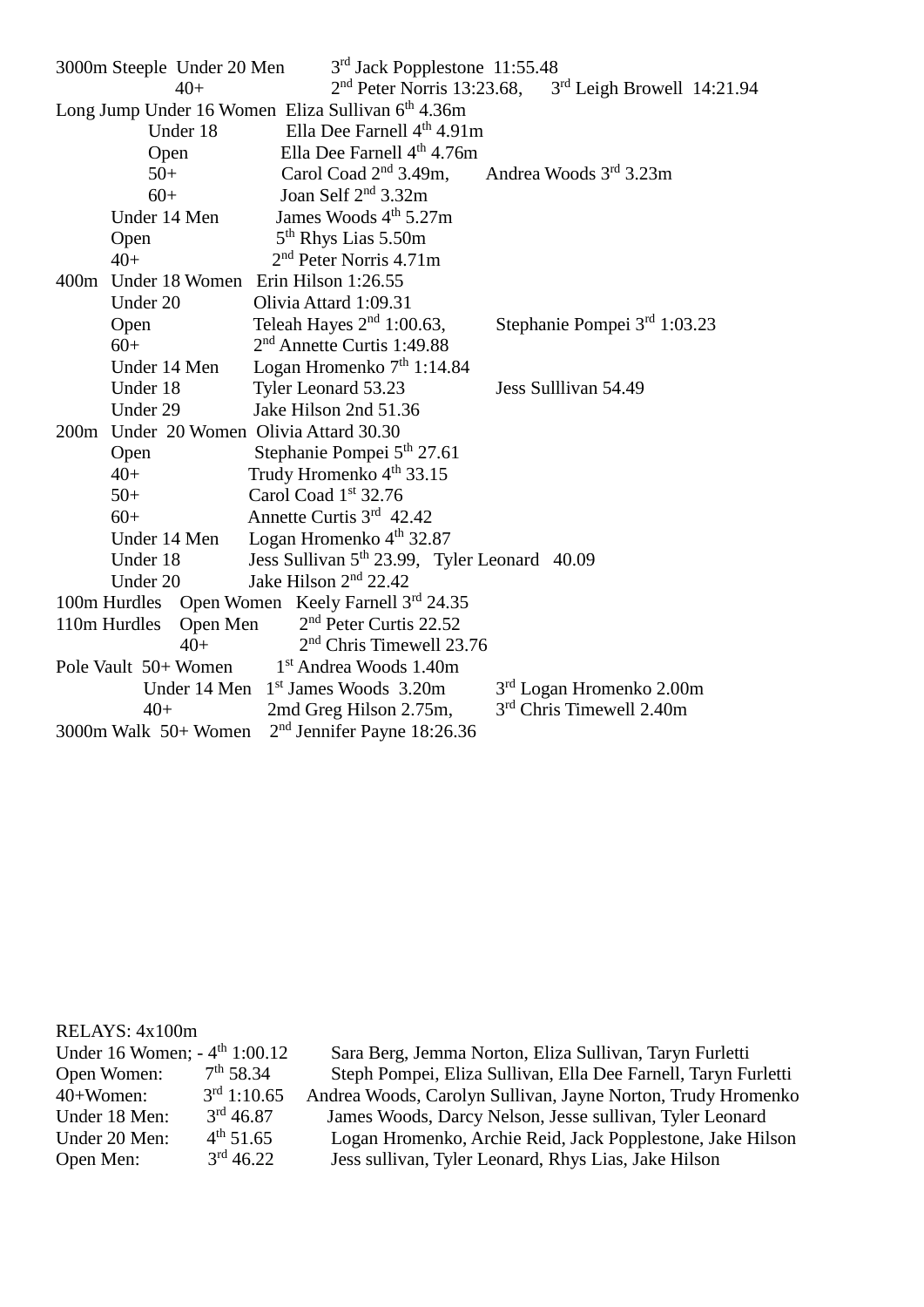3000m Steeple Under 20 Men 3rd Jack Popplestone 11:55.48
40+ 2nd Peter Norris 13:23.68, 3rd Leigh Browell 14:21.94

Long Jump Under 16 Women Eliza Sullivan 6th 4.36m
Under 18 Ella Dee Farnell 4th 4.91m
Open Ella Dee Farnell 4th 4.76m
50+ Carol Coad 2nd 3.49m, Andrea Woods 3rd 3.23m
60+ Joan Self 2nd 3.32m
Under 14 Men James Woods 4th 5.27m
Open 5th Rhys Lias 5.50m
40+ 2nd Peter Norris 4.71m

400m Under 18 Women Erin Hilson 1:26.55
Under 20 Olivia Attard 1:09.31
Open Teleah Hayes 2nd 1:00.63, Stephanie Pompei 3rd 1:03.23
60+ 2nd Annette Curtis 1:49.88
Under 14 Men Logan Hromenko 7th 1:14.84
Under 18 Tyler Leonard 53.23 Jess Sulllivan 54.49
Under 29 Jake Hilson 2nd 51.36

200m Under 20 Women Olivia Attard 30.30
Open Stephanie Pompei 5th 27.61
40+ Trudy Hromenko 4th 33.15
50+ Carol Coad 1st 32.76
60+ Annette Curtis 3rd 42.42
Under 14 Men Logan Hromenko 4th 32.87
Under 18 Jess Sullivan 5th 23.99, Tyler Leonard 40.09
Under 20 Jake Hilson 2nd 22.42

100m Hurdles Open Women Keely Farnell 3rd 24.35

110m Hurdles Open Men 2nd Peter Curtis 22.52
40+ 2nd Chris Timewell 23.76

Pole Vault 50+ Women 1st Andrea Woods 1.40m
Under 14 Men 1st James Woods 3.20m 3rd Logan Hromenko 2.00m
40+ 2md Greg Hilson 2.75m, 3rd Chris Timewell 2.40m

3000m Walk 50+ Women 2nd Jennifer Payne 18:26.36

RELAYS: 4x100m

| | | |
|---|---|---|
| Under 16 Women; - | 4th 1:00.12 | Sara Berg, Jemma Norton, Eliza Sullivan, Taryn Furletti |
| Open Women: | 7th 58.34 | Steph Pompei, Eliza Sullivan, Ella Dee Farnell, Taryn Furletti |
| 40+Women: | 3rd 1:10.65 | Andrea Woods, Carolyn Sullivan, Jayne Norton, Trudy Hromenko |
| Under 18 Men: | 3rd 46.87 | James Woods, Darcy Nelson, Jesse sullivan, Tyler Leonard |
| Under 20 Men: | 4th 51.65 | Logan Hromenko, Archie Reid, Jack Popplestone, Jake Hilson |
| Open Men: | 3rd 46.22 | Jess sullivan, Tyler Leonard, Rhys Lias, Jake Hilson |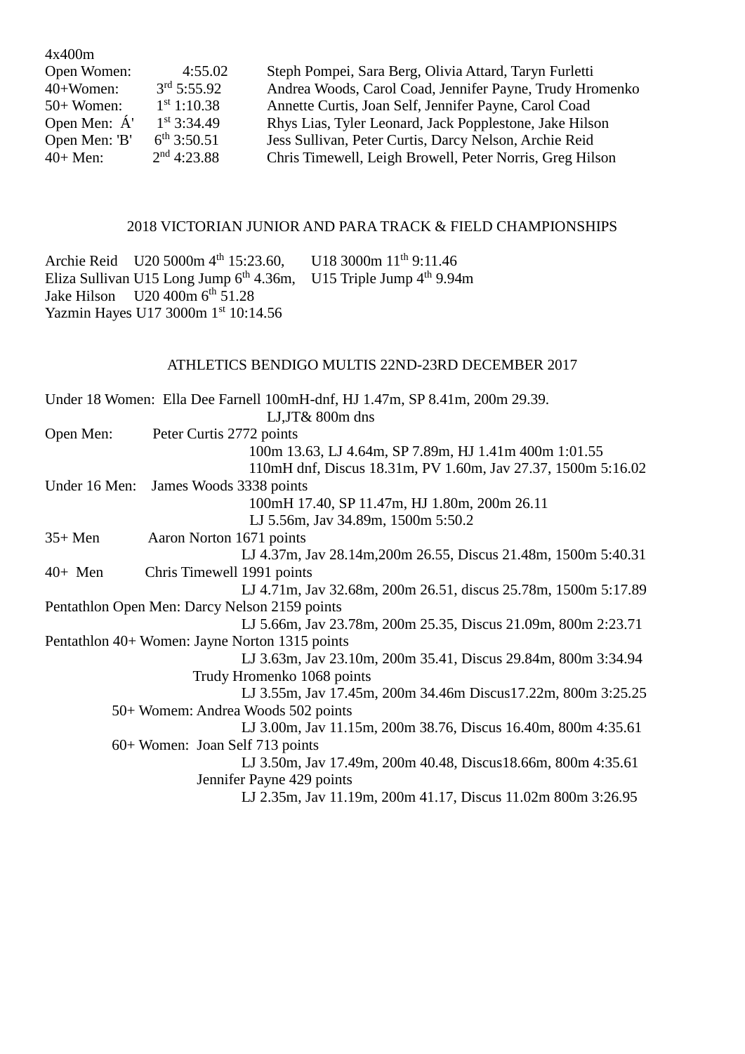4x400m

| | | |
|---|---|---|
| Open Women: | 4:55.02 | Steph Pompei, Sara Berg, Olivia Attard, Taryn Furletti |
| 40+Women: | 3rd 5:55.92 | Andrea Woods, Carol Coad, Jennifer Payne, Trudy Hromenko |
| 50+ Women: | 1st 1:10.38 | Annette Curtis, Joan Self, Jennifer Payne, Carol Coad |
| Open Men: Á' | 1st 3:34.49 | Rhys Lias, Tyler Leonard, Jack Popplestone, Jake Hilson |
| Open Men: 'B' | 6th 3:50.51 | Jess Sullivan, Peter Curtis, Darcy Nelson, Archie Reid |
| 40+ Men: | 2nd 4:23.88 | Chris Timewell, Leigh Browell, Peter Norris, Greg Hilson |

## 2018 VICTORIAN JUNIOR AND PARA TRACK & FIELD CHAMPIONSHIPS

Archie Reid U20 5000m 4th 15:23.60, U18 3000m 11th 9:11.46
Eliza Sullivan U15 Long Jump 6th 4.36m, U15 Triple Jump 4th 9.94m
Jake Hilson U20 400m 6th 51.28
Yazmin Hayes U17 3000m 1st 10:14.56

## ATHLETICS BENDIGO MULTIS 22ND-23RD DECEMBER 2017

Under 18 Women: Ella Dee Farnell 100mH-dnf, HJ 1.47m, SP 8.41m, 200m 29.39.
LJ,JT& 800m dns

Open Men: Peter Curtis 2772 points
100m 13.63, LJ 4.64m, SP 7.89m, HJ 1.41m 400m 1:01.55
110mH dnf, Discus 18.31m, PV 1.60m, Jav 27.37, 1500m 5:16.02

Under 16 Men: James Woods 3338 points
100mH 17.40, SP 11.47m, HJ 1.80m, 200m 26.11
LJ 5.56m, Jav 34.89m, 1500m 5:50.2

35+ Men Aaron Norton 1671 points
LJ 4.37m, Jav 28.14m,200m 26.55, Discus 21.48m, 1500m 5:40.31

40+ Men Chris Timewell 1991 points
LJ 4.71m, Jav 32.68m, 200m 26.51, discus 25.78m, 1500m 5:17.89

Pentathlon Open Men: Darcy Nelson 2159 points
LJ 5.66m, Jav 23.78m, 200m 25.35, Discus 21.09m, 800m 2:23.71

Pentathlon 40+ Women: Jayne Norton 1315 points
LJ 3.63m, Jav 23.10m, 200m 35.41, Discus 29.84m, 800m 3:34.94

Trudy Hromenko 1068 points
LJ 3.55m, Jav 17.45m, 200m 34.46m Discus17.22m, 800m 3:25.25

50+ Womem: Andrea Woods 502 points
LJ 3.00m, Jav 11.15m, 200m 38.76, Discus 16.40m, 800m 4:35.61

60+ Women: Joan Self 713 points
LJ 3.50m, Jav 17.49m, 200m 40.48, Discus18.66m, 800m 4:35.61

Jennifer Payne 429 points
LJ 2.35m, Jav 11.19m, 200m 41.17, Discus 11.02m 800m 3:26.95